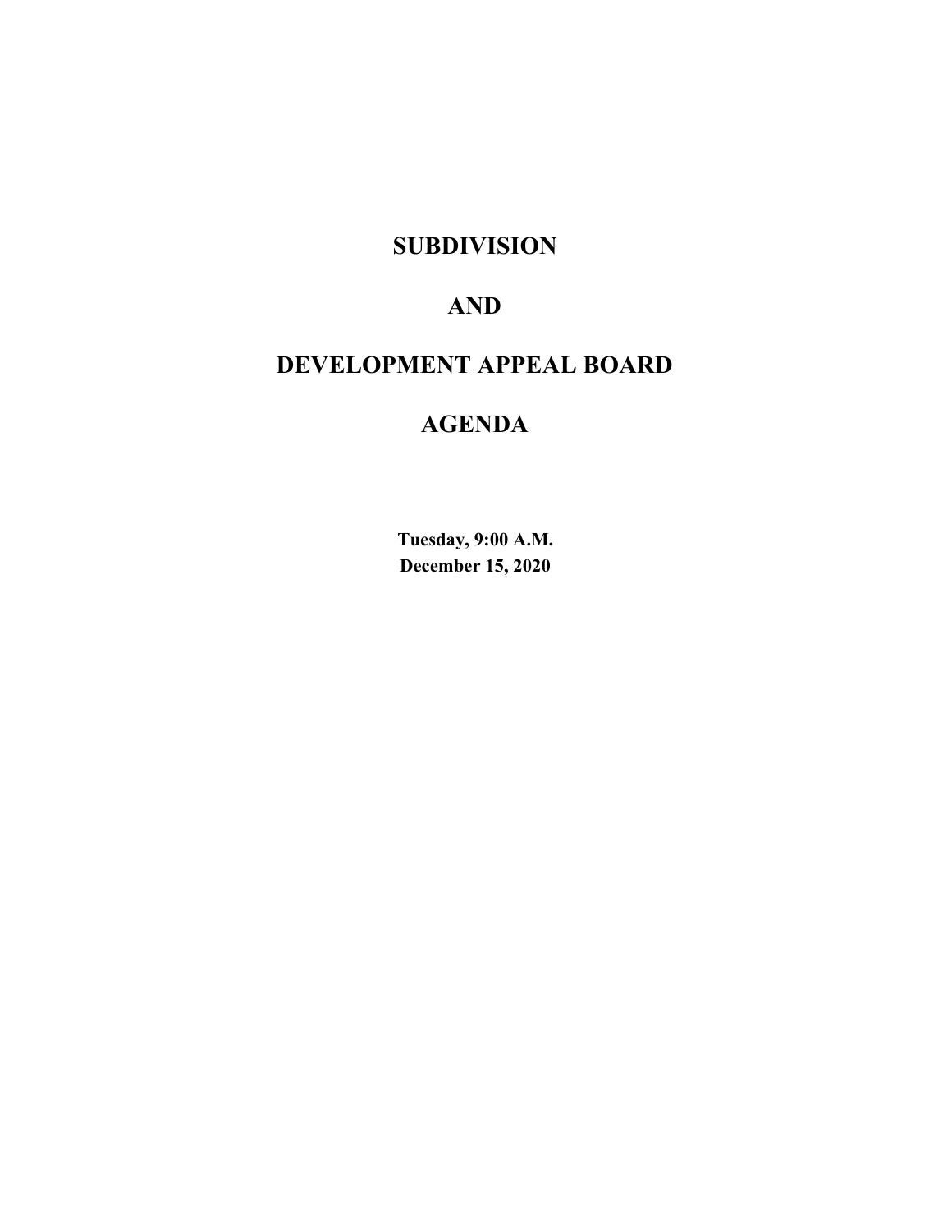# SUBDIVISION

# AND

# DEVELOPMENT APPEAL BOARD

# AGENDA

**Tuesday, 9:00 A.M.**
**December 15, 2020**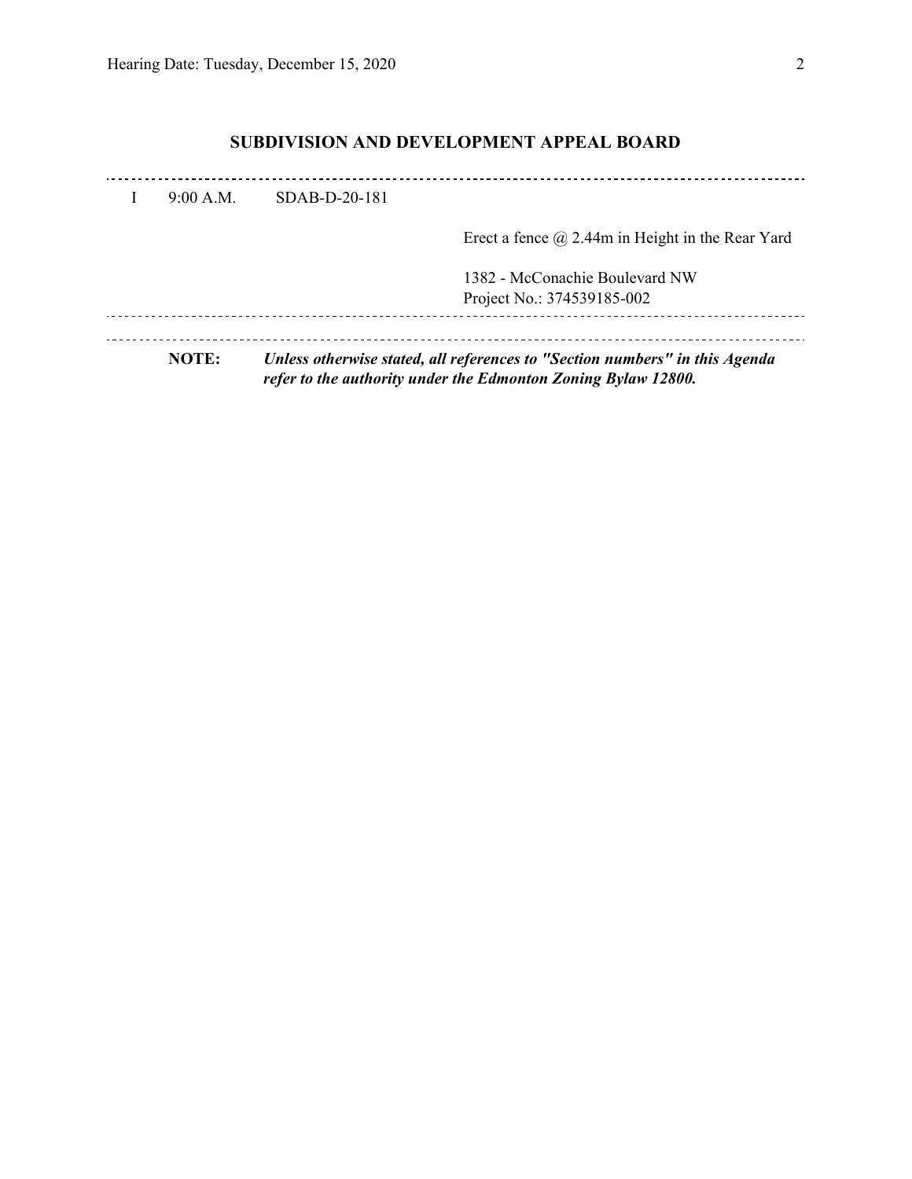## SUBDIVISION AND DEVELOPMENT APPEAL BOARD

I 9:00 A.M. SDAB-D-20-181

Erect a fence @ 2.44m in Height in the Rear Yard

1382 - McConachie Boulevard NW
Project No.: 374539185-002

**NOTE:** ***Unless otherwise stated, all references to "Section numbers" in this Agenda refer to the authority under the Edmonton Zoning Bylaw 12800.***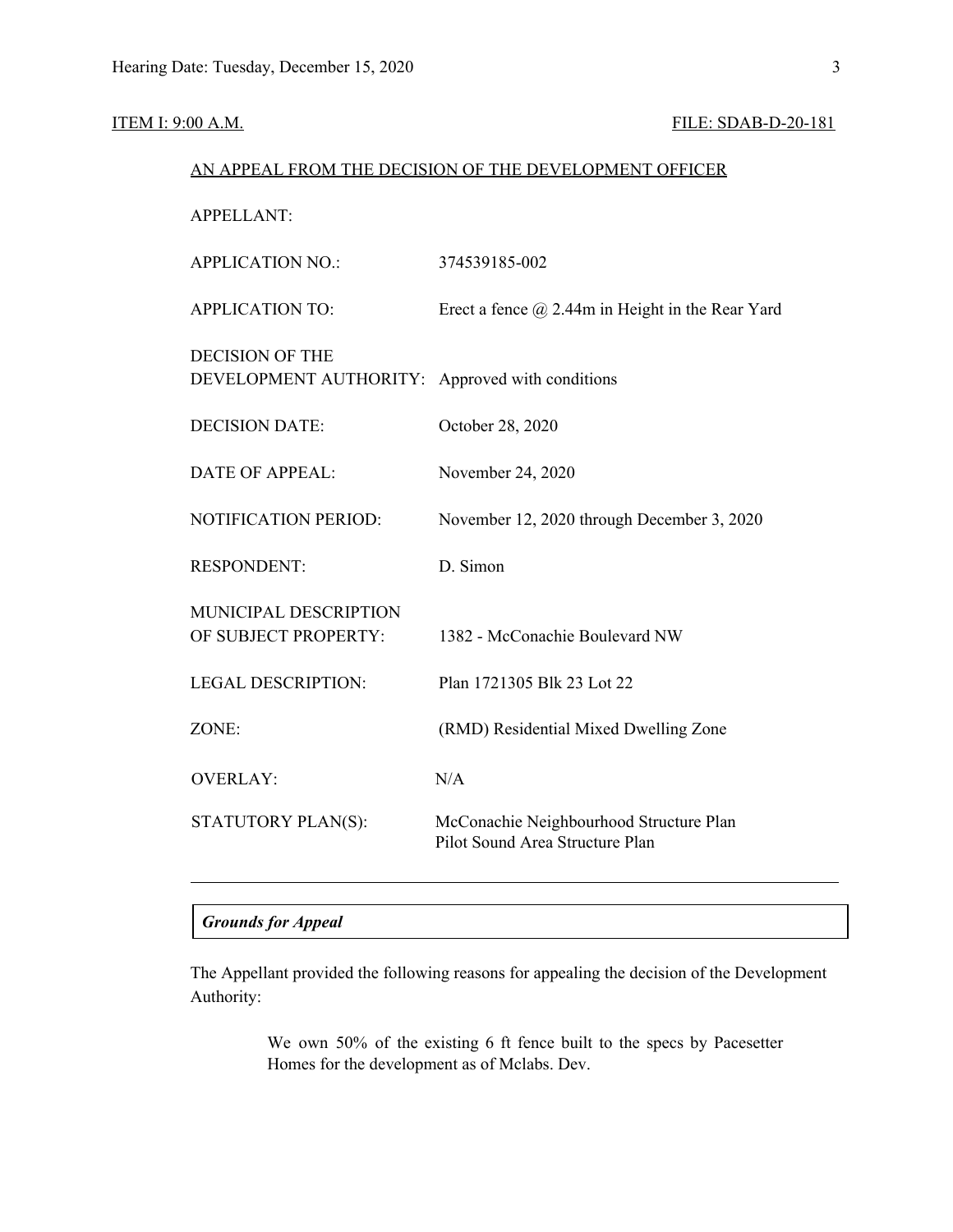ITEM I: 9:00 A.M. FILE: SDAB-D-20-181

AN APPEAL FROM THE DECISION OF THE DEVELOPMENT OFFICER

| | |
|---|---|
| APPELLANT: | |
| APPLICATION NO.: | 374539185-002 |
| APPLICATION TO: | Erect a fence @ 2.44m in Height in the Rear Yard |
| DECISION OF THE DEVELOPMENT AUTHORITY: | Approved with conditions |
| DECISION DATE: | October 28, 2020 |
| DATE OF APPEAL: | November 24, 2020 |
| NOTIFICATION PERIOD: | November 12, 2020 through December 3, 2020 |
| RESPONDENT: | D. Simon |
| MUNICIPAL DESCRIPTION OF SUBJECT PROPERTY: | 1382 - McConachie Boulevard NW |
| LEGAL DESCRIPTION: | Plan 1721305 Blk 23 Lot 22 |
| ZONE: | (RMD) Residential Mixed Dwelling Zone |
| OVERLAY: | N/A |
| STATUTORY PLAN(S): | McConachie Neighbourhood Structure Plan<br>Pilot Sound Area Structure Plan |

---

***Grounds for Appeal***

The Appellant provided the following reasons for appealing the decision of the Development Authority:

> We own 50% of the existing 6 ft fence built to the specs by Pacesetter Homes for the development as of Mclabs. Dev.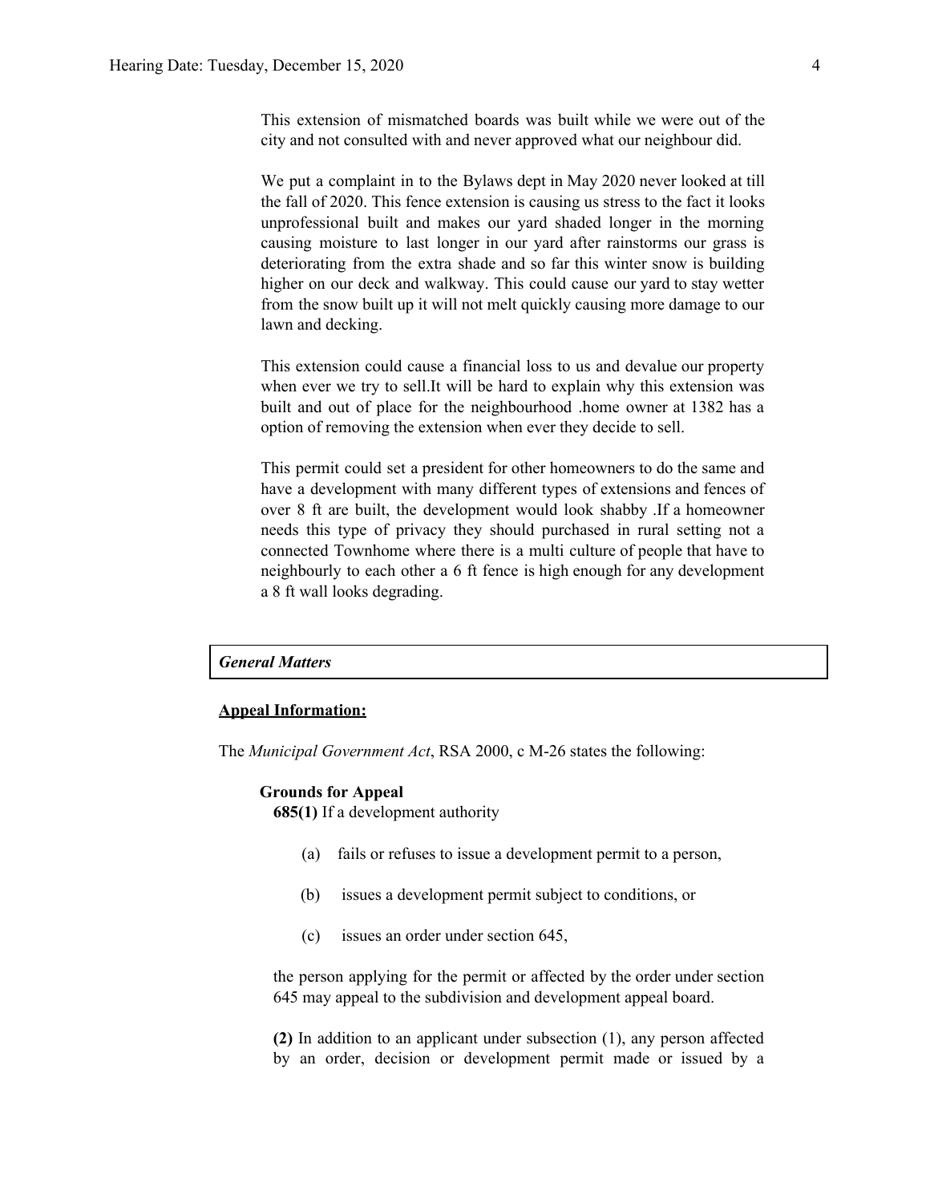This extension of mismatched boards was built while we were out of the city and not consulted with and never approved what our neighbour did.

We put a complaint in to the Bylaws dept in May 2020 never looked at till the fall of 2020. This fence extension is causing us stress to the fact it looks unprofessional built and makes our yard shaded longer in the morning causing moisture to last longer in our yard after rainstorms our grass is deteriorating from the extra shade and so far this winter snow is building higher on our deck and walkway. This could cause our yard to stay wetter from the snow built up it will not melt quickly causing more damage to our lawn and decking.

This extension could cause a financial loss to us and devalue our property when ever we try to sell.It will be hard to explain why this extension was built and out of place for the neighbourhood .home owner at 1382 has a option of removing the extension when ever they decide to sell.

This permit could set a president for other homeowners to do the same and have a development with many different types of extensions and fences of over 8 ft are built, the development would look shabby .If a homeowner needs this type of privacy they should purchased in rural setting not a connected Townhome where there is a multi culture of people that have to neighbourly to each other a 6 ft fence is high enough for any development a 8 ft wall looks degrading.

***General Matters***

**Appeal Information:**

The *Municipal Government Act*, RSA 2000, c M-26 states the following:

**Grounds for Appeal**

**685(1)** If a development authority

(a) fails or refuses to issue a development permit to a person,

(b) issues a development permit subject to conditions, or

(c) issues an order under section 645,

the person applying for the permit or affected by the order under section 645 may appeal to the subdivision and development appeal board.

**(2)** In addition to an applicant under subsection (1), any person affected by an order, decision or development permit made or issued by a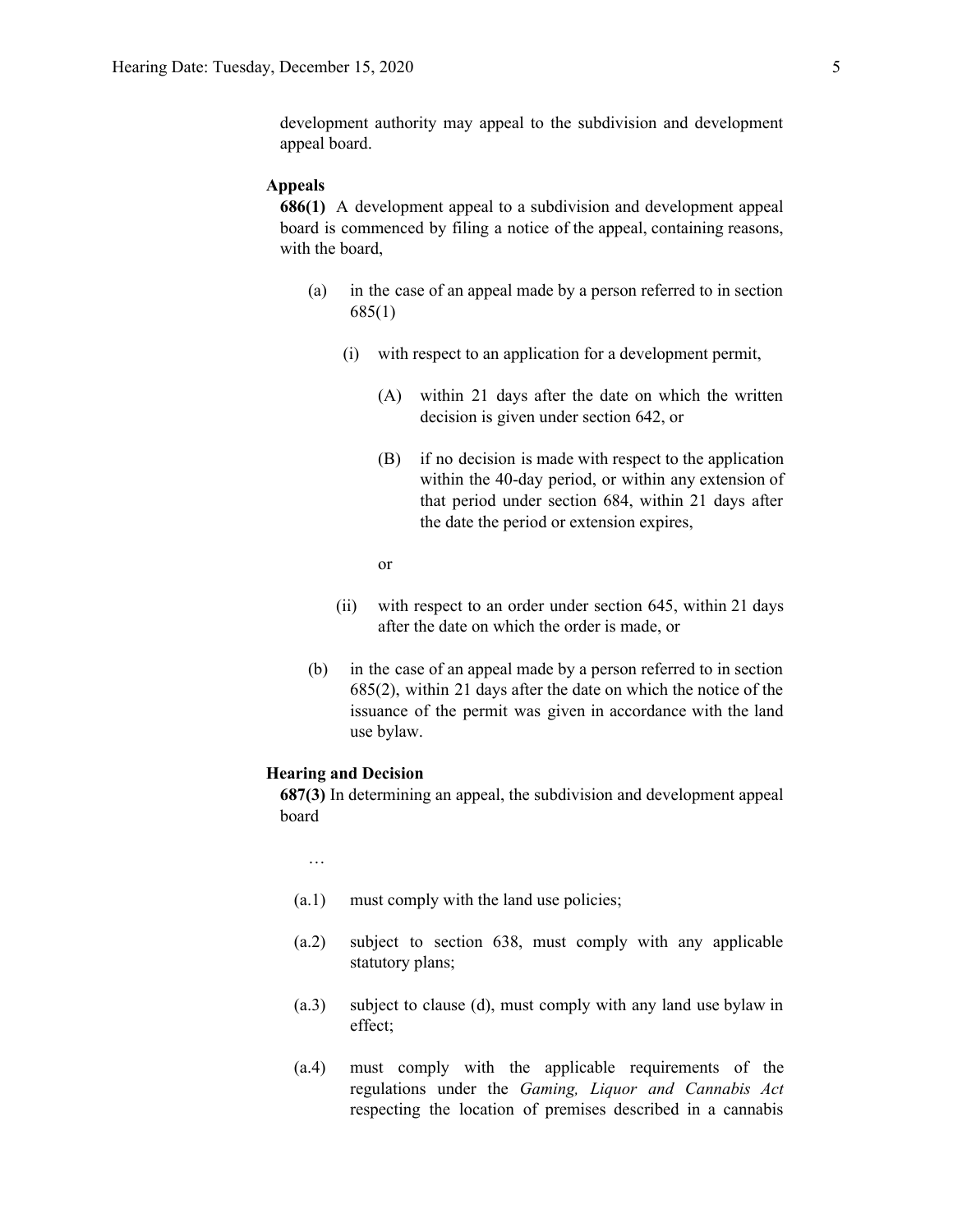development authority may appeal to the subdivision and development appeal board.

**Appeals**

**686(1)** A development appeal to a subdivision and development appeal board is commenced by filing a notice of the appeal, containing reasons, with the board,

(a) in the case of an appeal made by a person referred to in section 685(1)

(i) with respect to an application for a development permit,

(A) within 21 days after the date on which the written decision is given under section 642, or

(B) if no decision is made with respect to the application within the 40-day period, or within any extension of that period under section 684, within 21 days after the date the period or extension expires,

or

(ii) with respect to an order under section 645, within 21 days after the date on which the order is made, or

(b) in the case of an appeal made by a person referred to in section 685(2), within 21 days after the date on which the notice of the issuance of the permit was given in accordance with the land use bylaw.

**Hearing and Decision**

**687(3)** In determining an appeal, the subdivision and development appeal board

…

(a.1) must comply with the land use policies;

(a.2) subject to section 638, must comply with any applicable statutory plans;

(a.3) subject to clause (d), must comply with any land use bylaw in effect;

(a.4) must comply with the applicable requirements of the regulations under the *Gaming, Liquor and Cannabis Act* respecting the location of premises described in a cannabis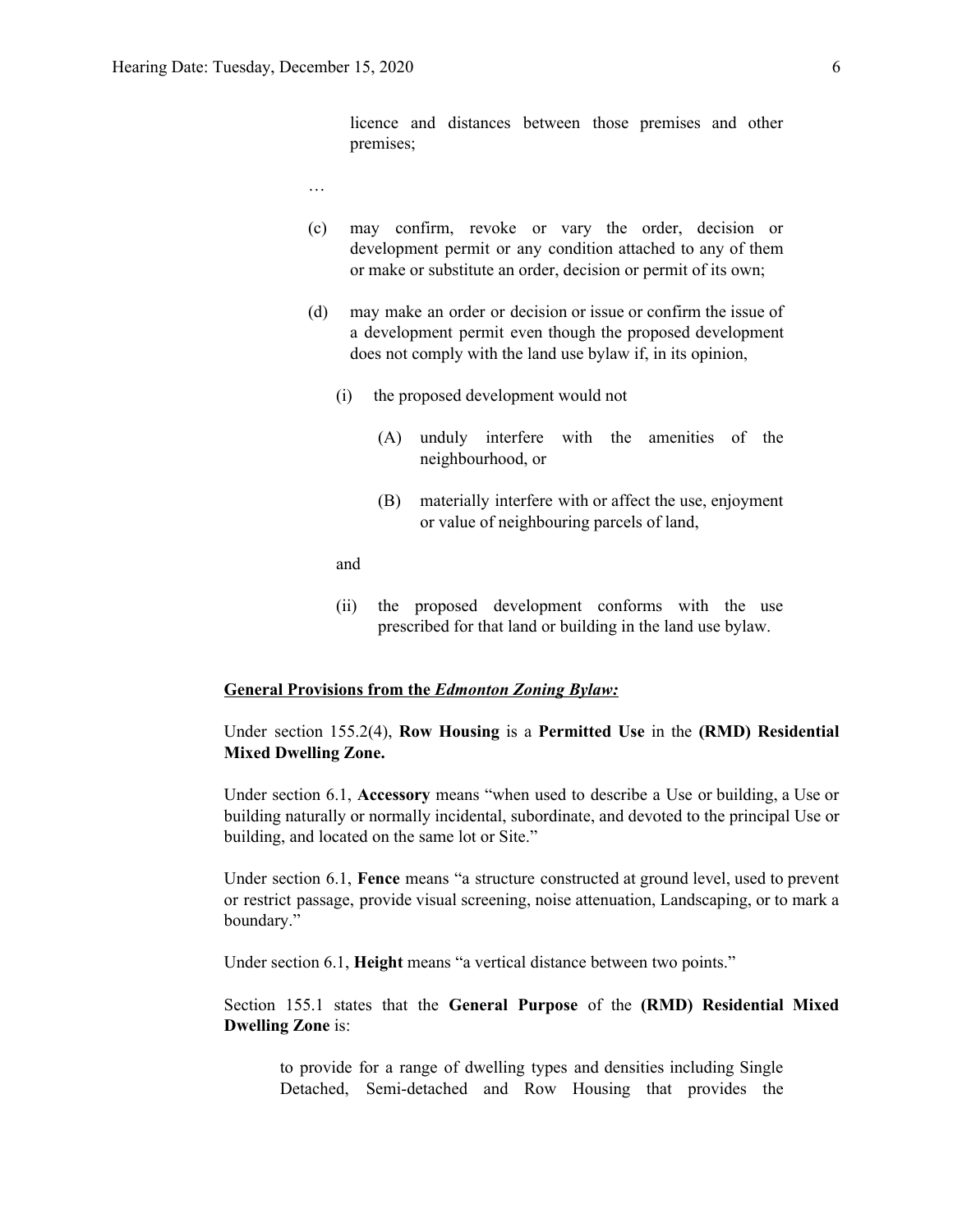licence and distances between those premises and other premises;

…

(c) may confirm, revoke or vary the order, decision or development permit or any condition attached to any of them or make or substitute an order, decision or permit of its own;

(d) may make an order or decision or issue or confirm the issue of a development permit even though the proposed development does not comply with the land use bylaw if, in its opinion,

(i) the proposed development would not

(A) unduly interfere with the amenities of the neighbourhood, or

(B) materially interfere with or affect the use, enjoyment or value of neighbouring parcels of land,

and

(ii) the proposed development conforms with the use prescribed for that land or building in the land use bylaw.

**General Provisions from the *Edmonton Zoning Bylaw:***

Under section 155.2(4), **Row Housing** is a **Permitted Use** in the **(RMD) Residential Mixed Dwelling Zone.**

Under section 6.1, **Accessory** means "when used to describe a Use or building, a Use or building naturally or normally incidental, subordinate, and devoted to the principal Use or building, and located on the same lot or Site."

Under section 6.1, **Fence** means "a structure constructed at ground level, used to prevent or restrict passage, provide visual screening, noise attenuation, Landscaping, or to mark a boundary."

Under section 6.1, **Height** means "a vertical distance between two points."

Section 155.1 states that the **General Purpose** of the **(RMD) Residential Mixed Dwelling Zone** is:

> to provide for a range of dwelling types and densities including Single Detached, Semi-detached and Row Housing that provides the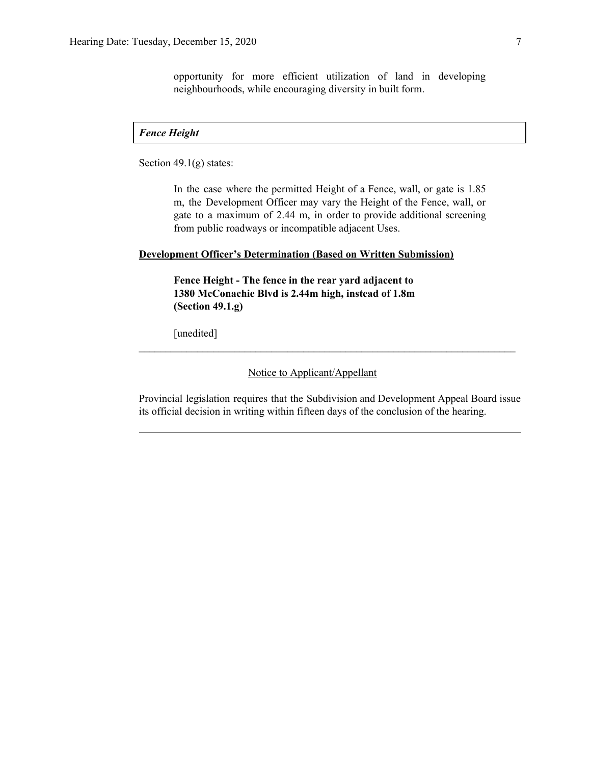opportunity for more efficient utilization of land in developing neighbourhoods, while encouraging diversity in built form.

***Fence Height***

Section 49.1(g) states:

> In the case where the permitted Height of a Fence, wall, or gate is 1.85 m, the Development Officer may vary the Height of the Fence, wall, or gate to a maximum of 2.44 m, in order to provide additional screening from public roadways or incompatible adjacent Uses.

**Development Officer's Determination (Based on Written Submission)**

> **Fence Height - The fence in the rear yard adjacent to 1380 McConachie Blvd is 2.44m high, instead of 1.8m (Section 49.1.g)**
>
> [unedited]

---

Notice to Applicant/Appellant

Provincial legislation requires that the Subdivision and Development Appeal Board issue its official decision in writing within fifteen days of the conclusion of the hearing.

---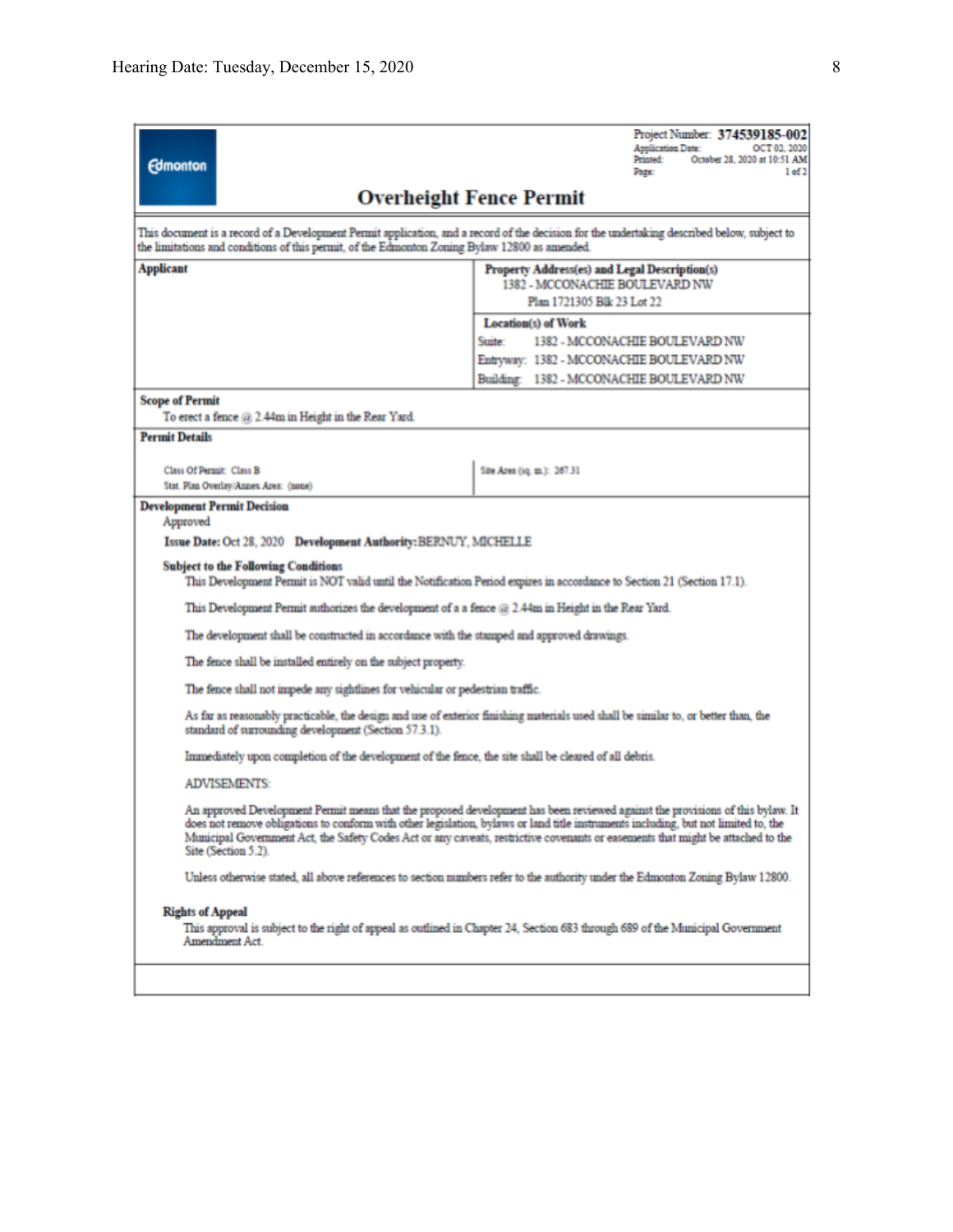Edmonton

Project Number: **374539185-002**
Application Date: OCT 02, 2020
Printed: October 28, 2020 at 10:51 AM
Page: 1 of 2

# Overheight Fence Permit

This document is a record of a Development Permit application, and a record of the decision for the undertaking described below, subject to the limitations and conditions of this permit, of the Edmonton Zoning Bylaw 12800 as amended.

| **Applicant** | **Property Address(es) and Legal Description(s)** |
|---|---|
| | 1382 - MCCONACHIE BOULEVARD NW<br>Plan 1721305 Blk 23 Lot 22 |
| | **Location(s) of Work** |
| | Suite: 1382 - MCCONACHIE BOULEVARD NW<br>Entryway: 1382 - MCCONACHIE BOULEVARD NW<br>Building: 1382 - MCCONACHIE BOULEVARD NW |

**Scope of Permit**

To erect a fence @ 2.44m in Height in the Rear Yard.

**Permit Details**

| | |
|---|---|
| Class Of Permit: Class B<br>Stat. Plan Overlay/Annex Area: (none) | Site Area (sq. m.): 267.31 |

**Development Permit Decision**

Approved

**Issue Date:** Oct 28, 2020 **Development Authority:** BERNUY, MICHELLE

**Subject to the Following Conditions**

This Development Permit is NOT valid until the Notification Period expires in accordance to Section 21 (Section 17.1).

This Development Permit authorizes the development of a a fence @ 2.44m in Height in the Rear Yard.

The development shall be constructed in accordance with the stamped and approved drawings.

The fence shall be installed entirely on the subject property.

The fence shall not impede any sightlines for vehicular or pedestrian traffic.

As far as reasonably practicable, the design and use of exterior finishing materials used shall be similar to, or better than, the standard of surrounding development (Section 57.3.1).

Immediately upon completion of the development of the fence, the site shall be cleared of all debris.

ADVISEMENTS:

An approved Development Permit means that the proposed development has been reviewed against the provisions of this bylaw. It does not remove obligations to conform with other legislation, bylaws or land title instruments including, but not limited to, the Municipal Government Act, the Safety Codes Act or any caveats, restrictive covenants or easements that might be attached to the Site (Section 5.2).

Unless otherwise stated, all above references to section numbers refer to the authority under the Edmonton Zoning Bylaw 12800.

**Rights of Appeal**

This approval is subject to the right of appeal as outlined in Chapter 24, Section 683 through 689 of the Municipal Government Amendment Act.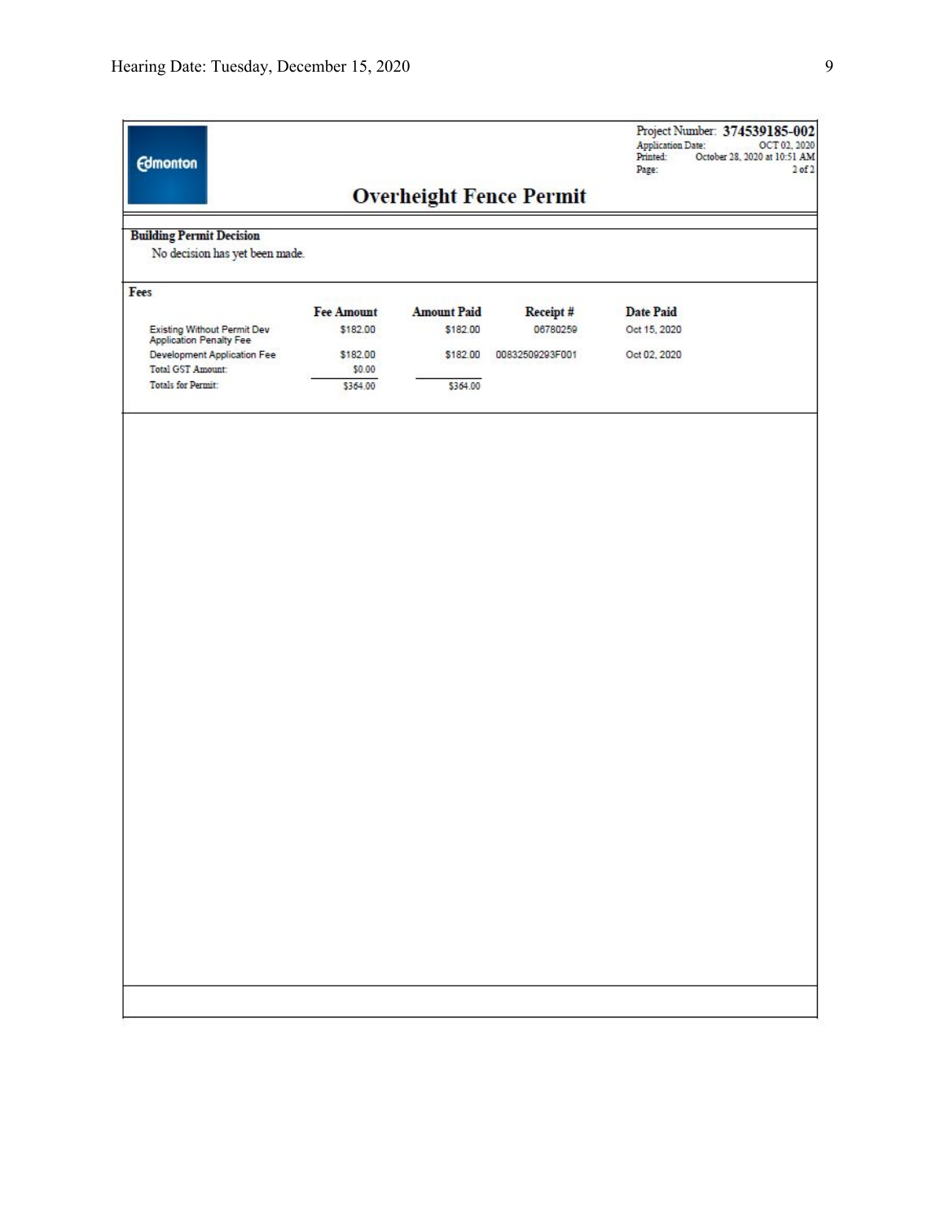Edmonton

Project Number: **374539185-002**
Application Date: OCT 02, 2020
Printed: October 28, 2020 at 10:51 AM

# Overheight Fence Permit

**Building Permit Decision**

No decision has yet been made.

**Fees**

| | Fee Amount | Amount Paid | Receipt # | Date Paid |
|---|---|---|---|---|
| Existing Without Permit Dev Application Penalty Fee | $182.00 | $182.00 | 06780259 | Oct 15, 2020 |
| Development Application Fee | $182.00 | $182.00 | 00832509293F001 | Oct 02, 2020 |
| Total GST Amount: | $0.00 | | | |
| Totals for Permit: | $364.00 | $364.00 | | |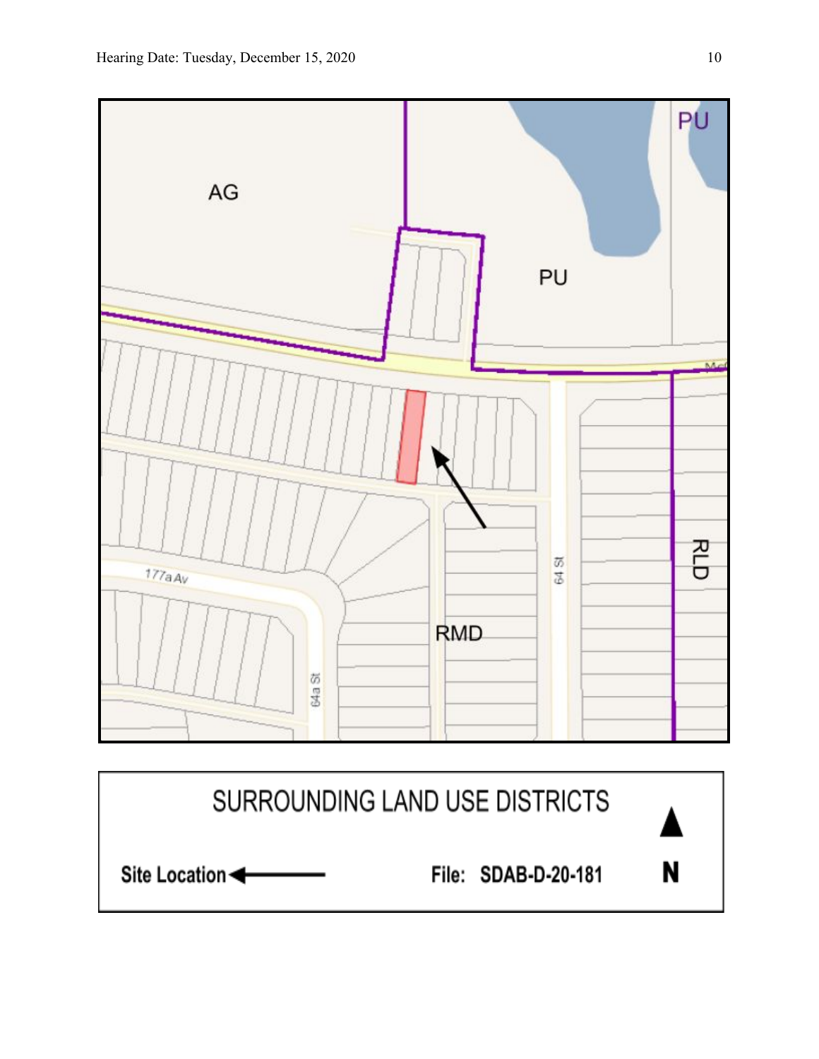AG

PU

PU

RMD

RLD

177a Av

64a St

64 St

SURROUNDING LAND USE DISTRICTS

Site Location

File: SDAB-D-20-181

N